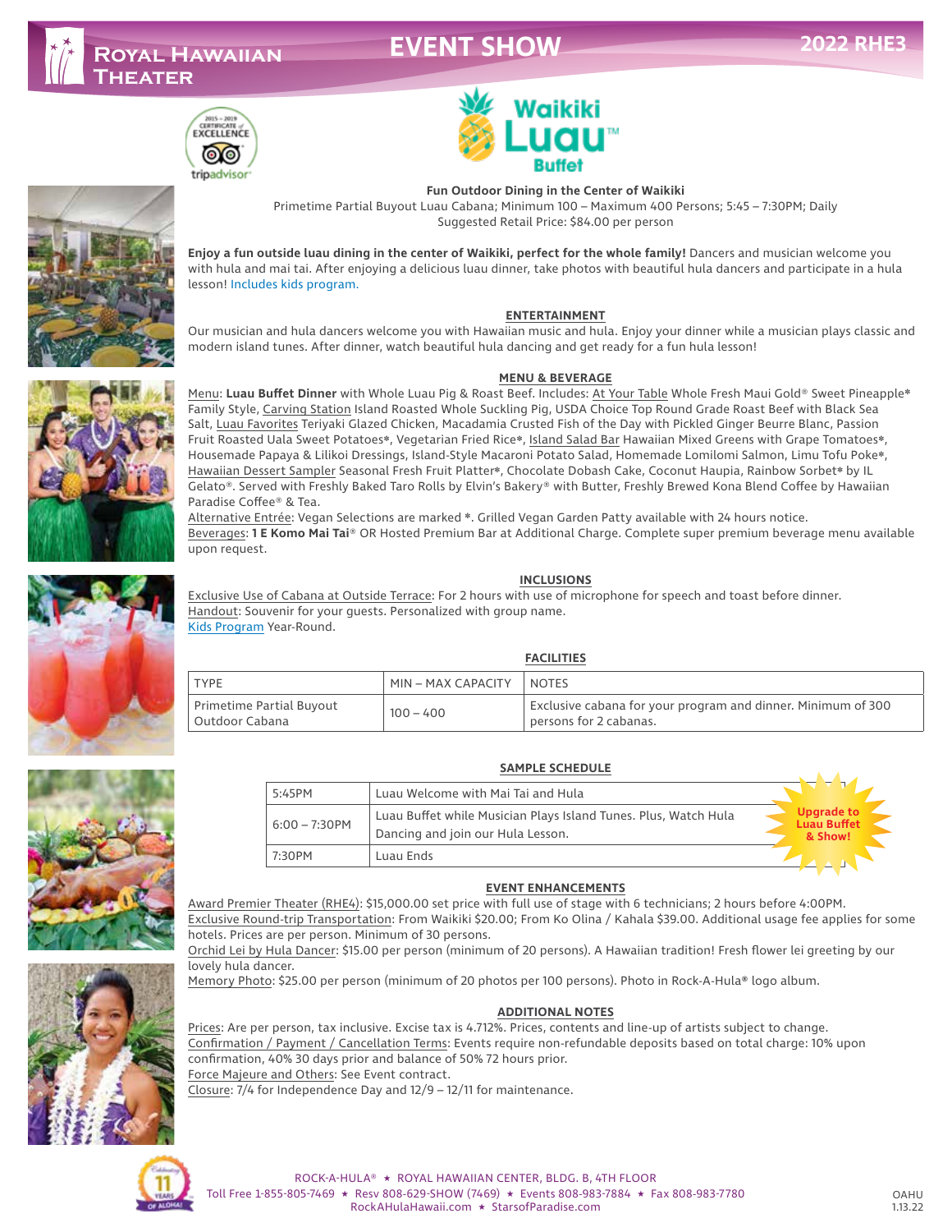# EVENT SHOW

**2022 RHE3**

Royal Hawaiian Theater

## Waikiki Luau™ Buffet

**Fun Outdoor Dining in the Center of Waikiki**
Primetime Partial Buyout Luau Cabana; Minimum 100 – Maximum 400 Persons; 5:45 – 7:30PM; Daily
Suggested Retail Price: $84.00 per person

**Enjoy a fun outside luau dining in the center of Waikiki, perfect for the whole family!** Dancers and musician welcome you with hula and mai tai. After enjoying a delicious luau dinner, take photos with beautiful hula dancers and participate in a hula lesson! Includes kids program.

### ENTERTAINMENT

Our musician and hula dancers welcome you with Hawaiian music and hula. Enjoy your dinner while a musician plays classic and modern island tunes. After dinner, watch beautiful hula dancing and get ready for a fun hula lesson!

### MENU & BEVERAGE

Menu: **Luau Buffet Dinner** with Whole Luau Pig & Roast Beef. Includes: At Your Table Whole Fresh Maui Gold® Sweet Pineapple* Family Style, Carving Station Island Roasted Whole Suckling Pig, USDA Choice Top Round Grade Roast Beef with Black Sea Salt, Luau Favorites Teriyaki Glazed Chicken, Macadamia Crusted Fish of the Day with Pickled Ginger Beurre Blanc, Passion Fruit Roasted Uala Sweet Potatoes*, Vegetarian Fried Rice*, Island Salad Bar Hawaiian Mixed Greens with Grape Tomatoes*, Housemade Papaya & Lilikoi Dressings, Island-Style Macaroni Potato Salad, Homemade Lomilomi Salmon, Limu Tofu Poke*, Hawaiian Dessert Sampler Seasonal Fresh Fruit Platter*, Chocolate Dobash Cake, Coconut Haupia, Rainbow Sorbet* by IL Gelato®. Served with Freshly Baked Taro Rolls by Elvin's Bakery® with Butter, Freshly Brewed Kona Blend Coffee by Hawaiian Paradise Coffee® & Tea.

Alternative Entrée: Vegan Selections are marked *. Grilled Vegan Garden Patty available with 24 hours notice.

Beverages: **1 E Komo Mai Tai**® OR Hosted Premium Bar at Additional Charge. Complete super premium beverage menu available upon request.

### INCLUSIONS

Exclusive Use of Cabana at Outside Terrace: For 2 hours with use of microphone for speech and toast before dinner.
Handout: Souvenir for your guests. Personalized with group name.
Kids Program Year-Round.

### FACILITIES

| TYPE | MIN – MAX CAPACITY | NOTES |
|---|---|---|
| Primetime Partial Buyout Outdoor Cabana | 100 – 400 | Exclusive cabana for your program and dinner. Minimum of 300 persons for 2 cabanas. |

### SAMPLE SCHEDULE

| | |
|---|---|
| 5:45PM | Luau Welcome with Mai Tai and Hula |
| 6:00 – 7:30PM | Luau Buffet while Musician Plays Island Tunes. Plus, Watch Hula Dancing and join our Hula Lesson. |
| 7:30PM | Luau Ends |

**Upgrade to Luau Buffet & Show!**

### EVENT ENHANCEMENTS

Award Premier Theater (RHE4): $15,000.00 set price with full use of stage with 6 technicians; 2 hours before 4:00PM.
Exclusive Round-trip Transportation: From Waikiki $20.00; From Ko Olina / Kahala $39.00. Additional usage fee applies for some hotels. Prices are per person. Minimum of 30 persons.
Orchid Lei by Hula Dancer: $15.00 per person (minimum of 20 persons). A Hawaiian tradition! Fresh flower lei greeting by our lovely hula dancer.
Memory Photo: $25.00 per person (minimum of 20 photos per 100 persons). Photo in Rock-A-Hula® logo album.

### ADDITIONAL NOTES

Prices: Are per person, tax inclusive. Excise tax is 4.712%. Prices, contents and line-up of artists subject to change.
Confirmation / Payment / Cancellation Terms: Events require non-refundable deposits based on total charge: 10% upon confirmation, 40% 30 days prior and balance of 50% 72 hours prior.
Force Majeure and Others: See Event contract.
Closure: 7/4 for Independence Day and 12/9 – 12/11 for maintenance.

ROCK-A-HULA® ★ ROYAL HAWAIIAN CENTER, BLDG. B, 4TH FLOOR
Toll Free 1-855-805-7469 ★ Resv 808-629-SHOW (7469) ★ Events 808-983-7884 ★ Fax 808-983-7780
RockAHulaHawaii.com ★ StarsofParadise.com

OAHU 1.13.22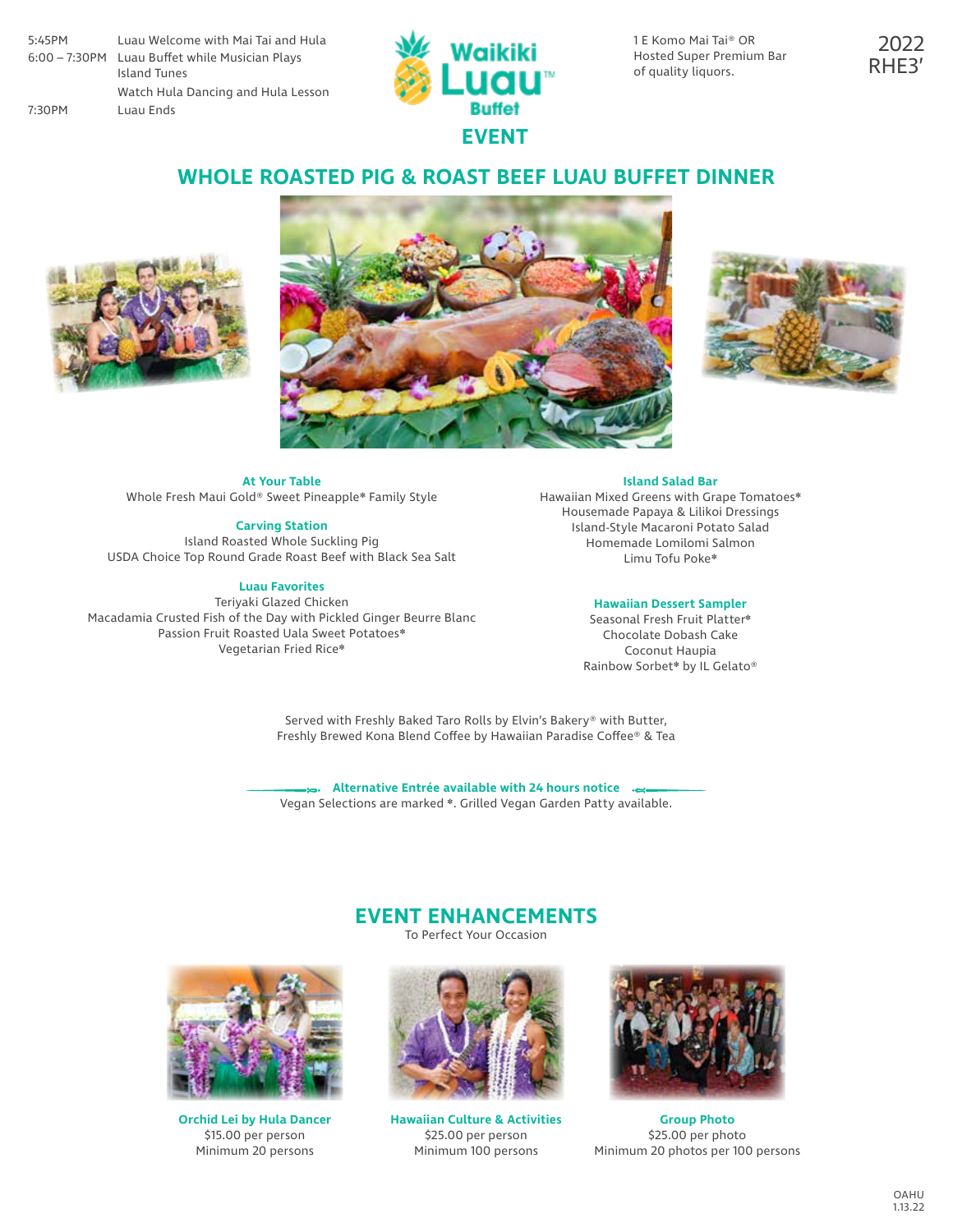| | |
|---|---|
| 5:45PM | Luau Welcome with Mai Tai and Hula |
| 6:00 – 7:30PM | Luau Buffet while Musician Plays Island Tunes |
| | Watch Hula Dancing and Hula Lesson |
| 7:30PM | Luau Ends |

Waikiki Luau™ Buffet

# EVENT

1 E Komo Mai Tai® OR Hosted Super Premium Bar of quality liquors.

2022
RHE3'

## WHOLE ROASTED PIG & ROAST BEEF LUAU BUFFET DINNER

### At Your Table
Whole Fresh Maui Gold® Sweet Pineapple* Family Style

### Carving Station
Island Roasted Whole Suckling Pig
USDA Choice Top Round Grade Roast Beef with Black Sea Salt

### Luau Favorites
Teriyaki Glazed Chicken
Macadamia Crusted Fish of the Day with Pickled Ginger Beurre Blanc
Passion Fruit Roasted Uala Sweet Potatoes*
Vegetarian Fried Rice*

### Island Salad Bar
Hawaiian Mixed Greens with Grape Tomatoes*
Housemade Papaya & Lilikoi Dressings
Island-Style Macaroni Potato Salad
Homemade Lomilomi Salmon
Limu Tofu Poke*

### Hawaiian Dessert Sampler
Seasonal Fresh Fruit Platter*
Chocolate Dobash Cake
Coconut Haupia
Rainbow Sorbet* by IL Gelato®

Served with Freshly Baked Taro Rolls by Elvin's Bakery® with Butter,
Freshly Brewed Kona Blend Coffee by Hawaiian Paradise Coffee® & Tea

**Alternative Entrée available with 24 hours notice**
Vegan Selections are marked *. Grilled Vegan Garden Patty available.

## EVENT ENHANCEMENTS
To Perfect Your Occasion

**Orchid Lei by Hula Dancer**
$15.00 per person
Minimum 20 persons

**Hawaiian Culture & Activities**
$25.00 per person
Minimum 100 persons

**Group Photo**
$25.00 per photo
Minimum 20 photos per 100 persons

OAHU
1.13.22